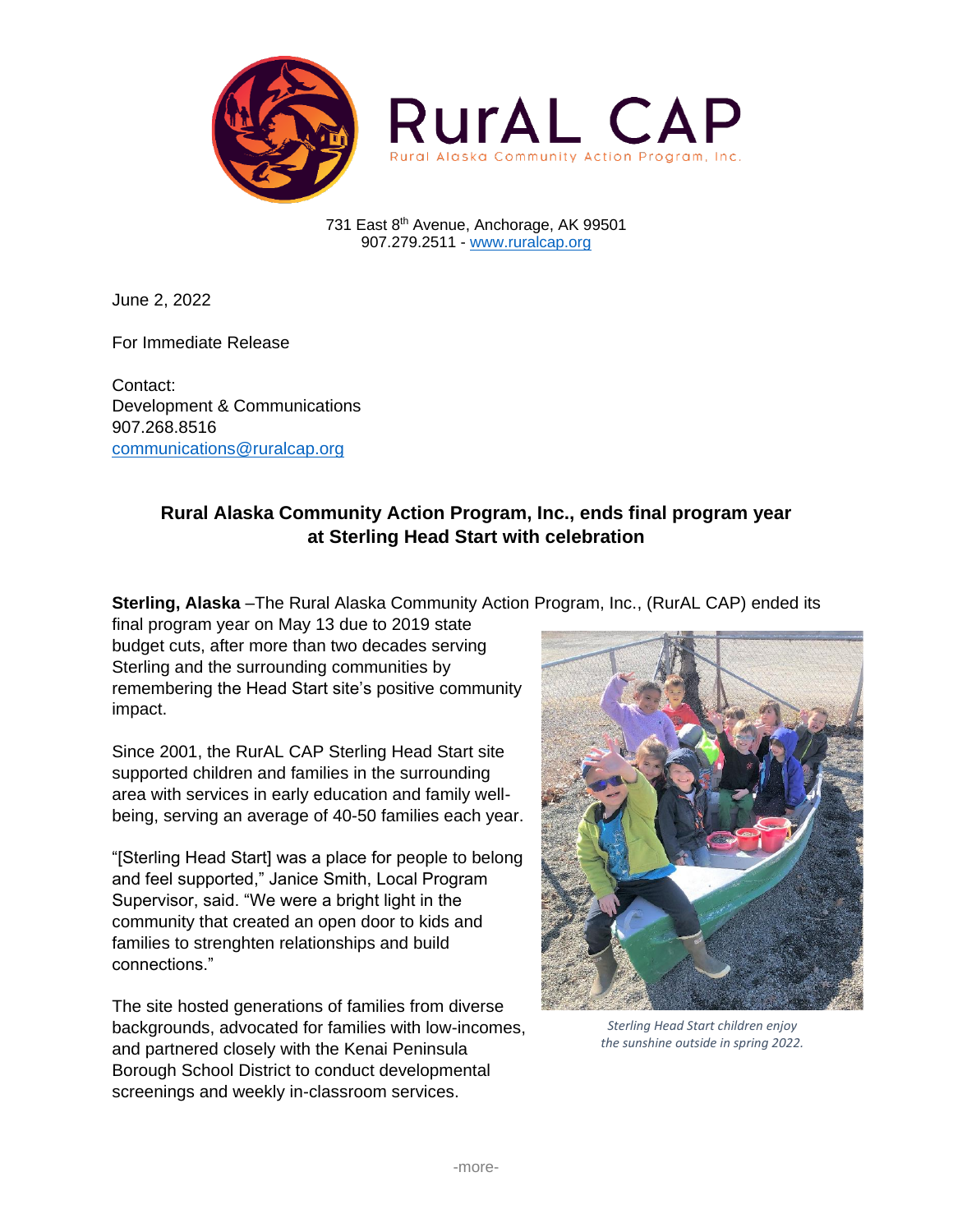731 East 8th Avenue, Anchorage, AK 99501
907.279.2511 - www.ruralcap.org

June 2, 2022

For Immediate Release

Contact:
Development & Communications
907.268.8516
communications@ruralcap.org

## Rural Alaska Community Action Program, Inc., ends final program year at Sterling Head Start with celebration

**Sterling, Alaska** –The Rural Alaska Community Action Program, Inc., (RurAL CAP) ended its final program year on May 13 due to 2019 state budget cuts, after more than two decades serving Sterling and the surrounding communities by remembering the Head Start site's positive community impact.

Since 2001, the RurAL CAP Sterling Head Start site supported children and families in the surrounding area with services in early education and family well-being, serving an average of 40-50 families each year.

"[Sterling Head Start] was a place for people to belong and feel supported," Janice Smith, Local Program Supervisor, said. "We were a bright light in the community that created an open door to kids and families to strenghten relationships and build connections."

The site hosted generations of families from diverse backgrounds, advocated for families with low-incomes, and partnered closely with the Kenai Peninsula Borough School District to conduct developmental screenings and weekly in-classroom services.

*Sterling Head Start children enjoy the sunshine outside in spring 2022.*

-more-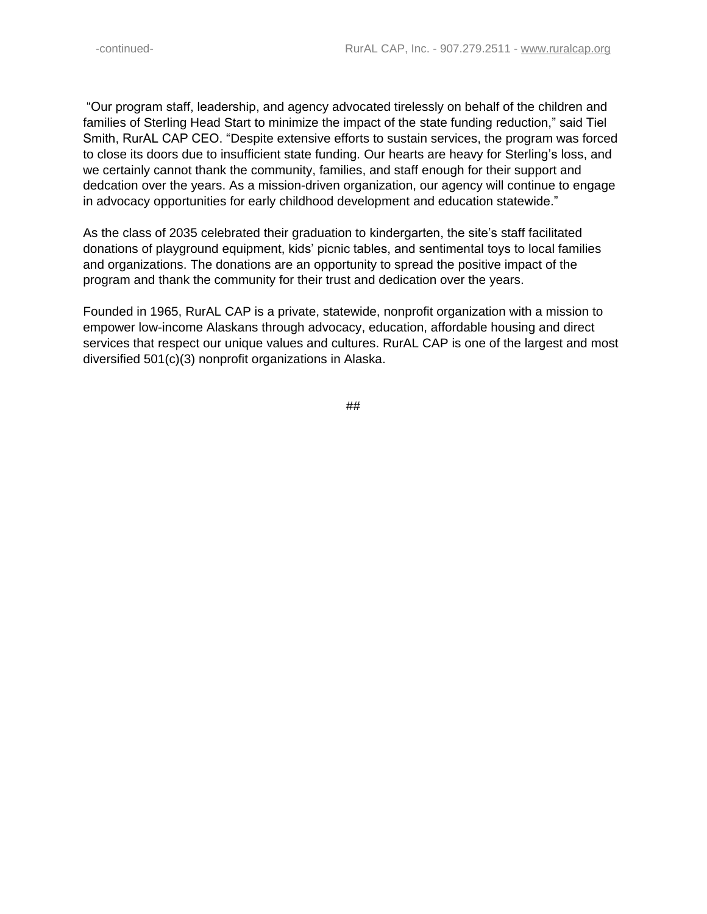"Our program staff, leadership, and agency advocated tirelessly on behalf of the children and families of Sterling Head Start to minimize the impact of the state funding reduction," said Tiel Smith, RurAL CAP CEO. "Despite extensive efforts to sustain services, the program was forced to close its doors due to insufficient state funding. Our hearts are heavy for Sterling's loss, and we certainly cannot thank the community, families, and staff enough for their support and dedcation over the years. As a mission-driven organization, our agency will continue to engage in advocacy opportunities for early childhood development and education statewide."

As the class of 2035 celebrated their graduation to kindergarten, the site's staff facilitated donations of playground equipment, kids' picnic tables, and sentimental toys to local families and organizations. The donations are an opportunity to spread the positive impact of the program and thank the community for their trust and dedication over the years.

Founded in 1965, RurAL CAP is a private, statewide, nonprofit organization with a mission to empower low-income Alaskans through advocacy, education, affordable housing and direct services that respect our unique values and cultures. RurAL CAP is one of the largest and most diversified 501(c)(3) nonprofit organizations in Alaska.

##